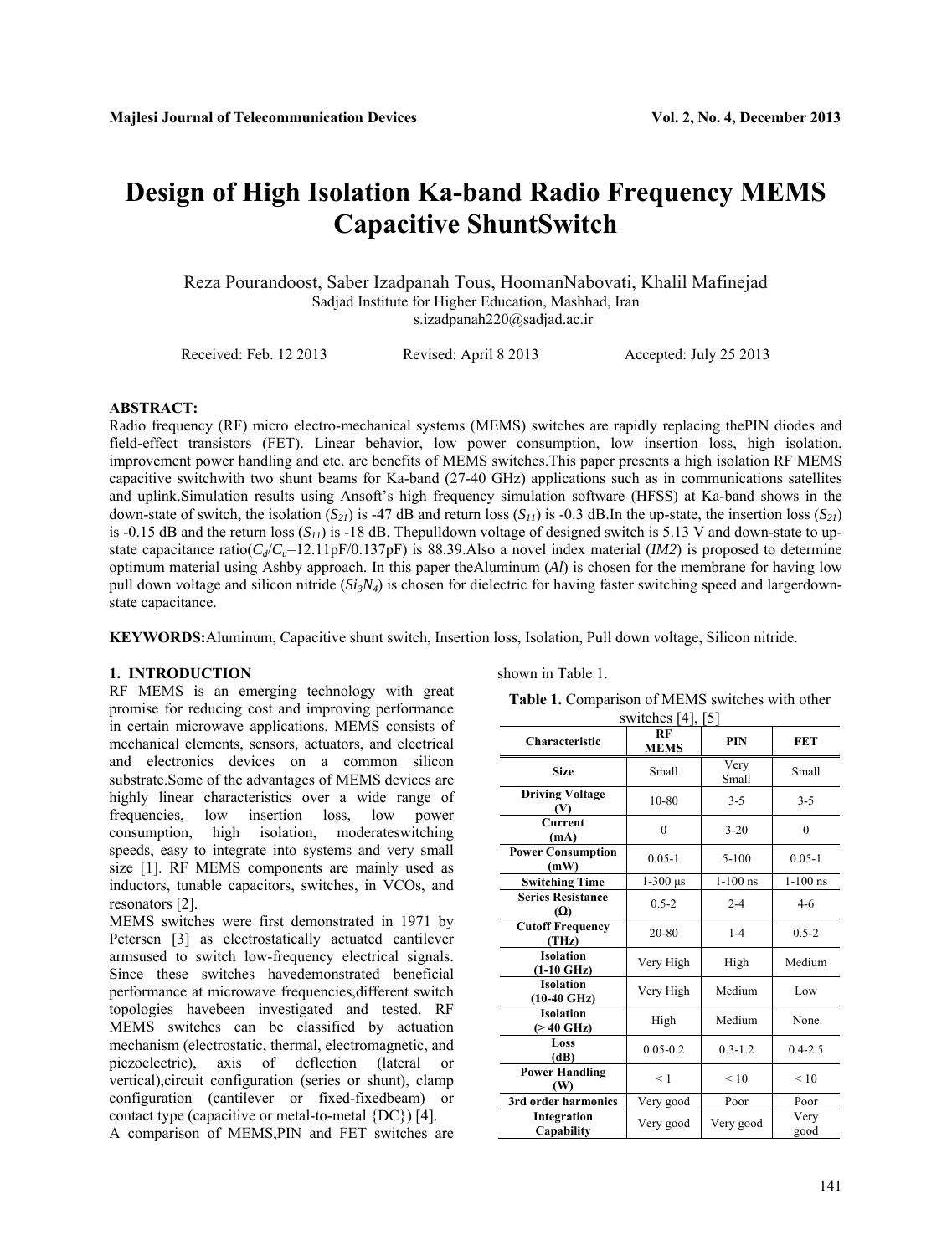// Page 1 transcription (document cc00c8ddfe19)

# Design of High Isolation Ka-band Radio Frequency MEMS Capacitive ShuntSwitch

Reza Pourandoost, Saber Izadpanah Tous, HoomanNabovati, Khalil Mafinejad
Sadjad Institute for Higher Education, Mashhad, Iran
s.izadpanah220@sadjad.ac.ir

Received: Feb. 12 2013 Revised: April 8 2013 Accepted: July 25 2013

**ABSTRACT:**
Radio frequency (RF) micro electro-mechanical systems (MEMS) switches are rapidly replacing thePIN diodes and field-effect transistors (FET). Linear behavior, low power consumption, low insertion loss, high isolation, improvement power handling and etc. are benefits of MEMS switches.This paper presents a high isolation RF MEMS capacitive switchwith two shunt beams for Ka-band (27-40 GHz) applications such as in communications satellites and uplink.Simulation results using Ansoft's high frequency simulation software (HFSS) at Ka-band shows in the down-state of switch, the isolation ($S_{21}$) is -47 dB and return loss ($S_{11}$) is -0.3 dB.In the up-state, the insertion loss ($S_{21}$) is -0.15 dB and the return loss ($S_{11}$) is -18 dB. Thepulldown voltage of designed switch is 5.13 V and down-state to up-state capacitance ratio($C_d/C_u$=12.11pF/0.137pF) is 88.39.Also a novel index material (*IM2*) is proposed to determine optimum material using Ashby approach. In this paper theAluminum (*Al*) is chosen for the membrane for having low pull down voltage and silicon nitride ($Si_3N_4$) is chosen for dielectric for having faster switching speed and largerdown-state capacitance.

**KEYWORDS:**Aluminum, Capacitive shunt switch, Insertion loss, Isolation, Pull down voltage, Silicon nitride.

## 1. INTRODUCTION

RF MEMS is an emerging technology with great promise for reducing cost and improving performance in certain microwave applications. MEMS consists of mechanical elements, sensors, actuators, and electrical and electronics devices on a common silicon substrate.Some of the advantages of MEMS devices are highly linear characteristics over a wide range of frequencies, low insertion loss, low power consumption, high isolation, moderateswitching speeds, easy to integrate into systems and very small size [1]. RF MEMS components are mainly used as inductors, tunable capacitors, switches, in VCOs, and resonators [2].

MEMS switches were first demonstrated in 1971 by Petersen [3] as electrostatically actuated cantilever armsused to switch low-frequency electrical signals. Since these switches havedemonstrated beneficial performance at microwave frequencies,different switch topologies havebeen investigated and tested. RF MEMS switches can be classified by actuation mechanism (electrostatic, thermal, electromagnetic, and piezoelectric), axis of deflection (lateral or vertical),circuit configuration (series or shunt), clamp configuration (cantilever or fixed-fixedbeam) or contact type (capacitive or metal-to-metal {DC}) [4].

A comparison of MEMS,PIN and FET switches are shown in Table 1.

**Table 1.** Comparison of MEMS switches with other switches [4], [5]

| Characteristic | RF MEMS | PIN | FET |
|---|---|---|---|
| **Size** | Small | Very Small | Small |
| **Driving Voltage (V)** | 10-80 | 3-5 | 3-5 |
| **Current (mA)** | 0 | 3-20 | 0 |
| **Power Consumption (mW)** | 0.05-1 | 5-100 | 0.05-1 |
| **Switching Time** | 1-300 μs | 1-100 ns | 1-100 ns |
| **Series Resistance (Ω)** | 0.5-2 | 2-4 | 4-6 |
| **Cutoff Frequency (THz)** | 20-80 | 1-4 | 0.5-2 |
| **Isolation (1-10 GHz)** | Very High | High | Medium |
| **Isolation (10-40 GHz)** | Very High | Medium | Low |
| **Isolation (> 40 GHz)** | High | Medium | None |
| **Loss (dB)** | 0.05-0.2 | 0.3-1.2 | 0.4-2.5 |
| **Power Handling (W)** | < 1 | < 10 | < 10 |
| **3rd order harmonics** | Very good | Poor | Poor |
| **Integration Capability** | Very good | Very good | Very good |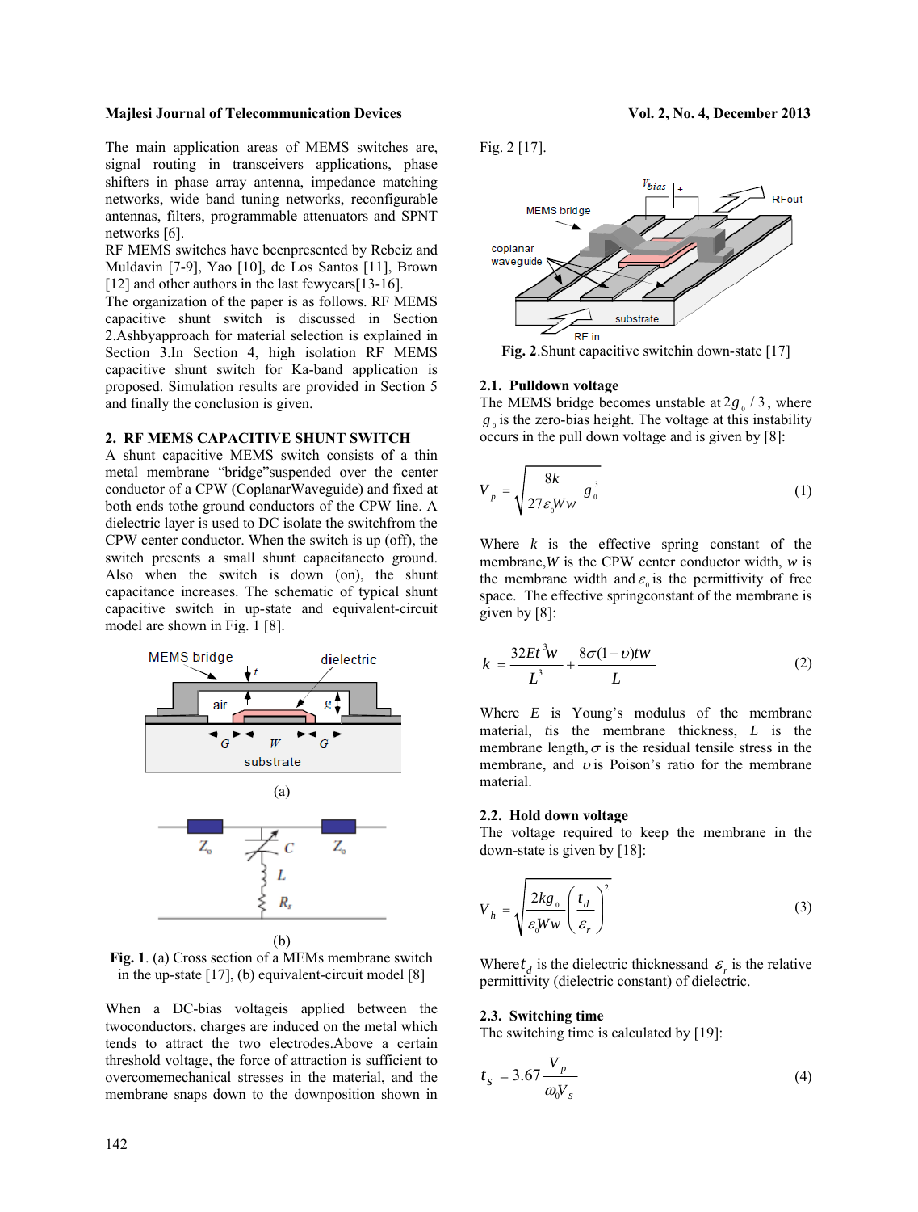The main application areas of MEMS switches are, signal routing in transceivers applications, phase shifters in phase array antenna, impedance matching networks, wide band tuning networks, reconfigurable antennas, filters, programmable attenuators and SPNT networks [6].

RF MEMS switches have beenpresented by Rebeiz and Muldavin [7-9], Yao [10], de Los Santos [11], Brown [12] and other authors in the last fewyears[13-16].

The organization of the paper is as follows. RF MEMS capacitive shunt switch is discussed in Section 2.Ashbyapproach for material selection is explained in Section 3.In Section 4, high isolation RF MEMS capacitive shunt switch for Ka-band application is proposed. Simulation results are provided in Section 5 and finally the conclusion is given.

## 2. RF MEMS CAPACITIVE SHUNT SWITCH

A shunt capacitive MEMS switch consists of a thin metal membrane "bridge"suspended over the center conductor of a CPW (CoplanarWaveguide) and fixed at both ends tothe ground conductors of the CPW line. A dielectric layer is used to DC isolate the switchfrom the CPW center conductor. When the switch is up (off), the switch presents a small shunt capacitanceto ground. Also when the switch is down (on), the shunt capacitance increases. The schematic of typical shunt capacitive switch in up-state and equivalent-circuit model are shown in Fig. 1 [8].

**Fig. 1**. (a) Cross section of a MEMs membrane switch in the up-state [17], (b) equivalent-circuit model [8]

When a DC-bias voltageis applied between the twoconductors, charges are induced on the metal which tends to attract the two electrodes.Above a certain threshold voltage, the force of attraction is sufficient to overcomemechanical stresses in the material, and the membrane snaps down to the downposition shown in Fig. 2 [17].

**Fig. 2**.Shunt capacitive switchin down-state [17]

### 2.1. Pulldown voltage

The MEMS bridge becomes unstable at $2g_0/3$, where $g_0$ is the zero-bias height. The voltage at this instability occurs in the pull down voltage and is given by [8]:

$$V_p = \sqrt{\frac{8k}{27\varepsilon_0 Ww} g_0^3} \tag{1}$$

Where $k$ is the effective spring constant of the membrane,$W$ is the CPW center conductor width, $w$ is the membrane width and $\varepsilon_0$ is the permittivity of free space. The effective springconstant of the membrane is given by [8]:

$$k = \frac{32Et^3w}{L^3} + \frac{8\sigma(1-\upsilon)tw}{L} \tag{2}$$

Where $E$ is Young's modulus of the membrane material, $t$is the membrane thickness, $L$ is the membrane length,$\sigma$ is the residual tensile stress in the membrane, and $\upsilon$ is Poison's ratio for the membrane material.

### 2.2. Hold down voltage

The voltage required to keep the membrane in the down-state is given by [18]:

$$V_h = \sqrt{\frac{2kg_0}{\varepsilon_0 Ww}\left(\frac{t_d}{\varepsilon_r}\right)^2} \tag{3}$$

Where$t_d$ is the dielectric thicknessand $\varepsilon_r$ is the relative permittivity (dielectric constant) of dielectric.

### 2.3. Switching time

The switching time is calculated by [19]:

$$t_s = 3.67\frac{V_p}{\omega_0 V_s} \tag{4}$$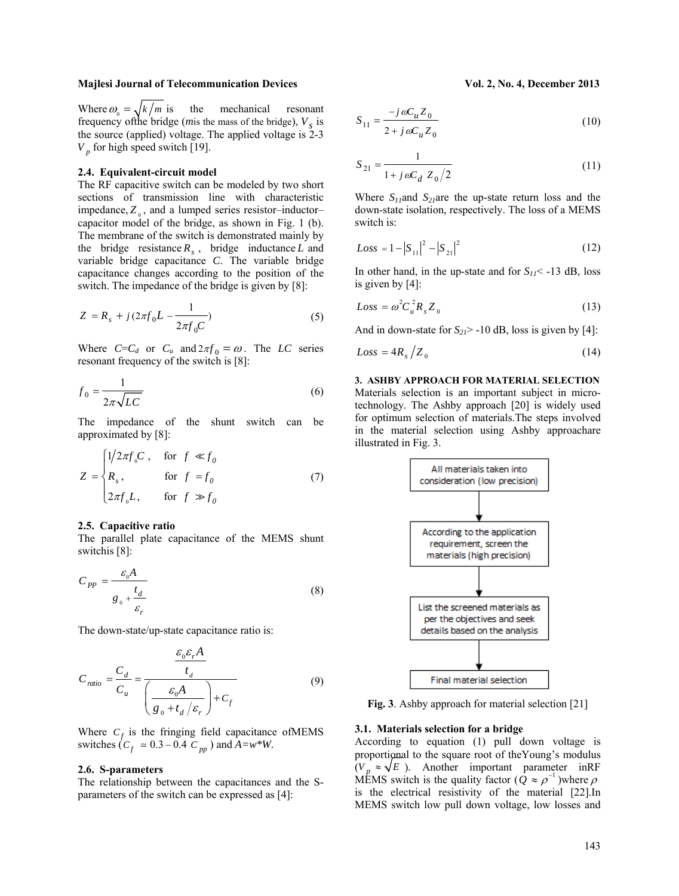Where $\omega_0 = \sqrt{k/m}$ is the mechanical resonant frequency ofthe bridge (*m*is the mass of the bridge), $V_S$ is the source (applied) voltage. The applied voltage is 2-3 $V_p$ for high speed switch [19].

### 2.4. Equivalent-circuit model

The RF capacitive switch can be modeled by two short sections of transmission line with characteristic impedance, $Z_0$, and a lumped series resistor–inductor–capacitor model of the bridge, as shown in Fig. 1 (b). The membrane of the switch is demonstrated mainly by the bridge resistance $R_s$, bridge inductance $L$ and variable bridge capacitance $C$. The variable bridge capacitance changes according to the position of the switch. The impedance of the bridge is given by [8]:

$$Z = R_s + j(2\pi f_0 L - \frac{1}{2\pi f_0 C}) \tag{5}$$

Where $C$=$C_d$ or $C_u$ and $2\pi f_0 = \omega$. The *LC* series resonant frequency of the switch is [8]:

$$f_0 = \frac{1}{2\pi\sqrt{LC}} \tag{6}$$

The impedance of the shunt switch can be approximated by [8]:

$$Z = \begin{cases} 1/2\pi f_0 C, & \text{for } f \ll f_0 \\ R_s, & \text{for } f = f_0 \\ 2\pi f_0 L, & \text{for } f \gg f_0 \end{cases} \tag{7}$$

### 2.5. Capacitive ratio

The parallel plate capacitance of the MEMS shunt switchis [8]:

$$C_{PP} = \frac{\varepsilon_0 A}{g_0 + \frac{t_d}{\varepsilon_r}} \tag{8}$$

The down-state/up-state capacitance ratio is:

$$C_{ratio} = \frac{C_d}{C_u} = \frac{\frac{\varepsilon_0 \varepsilon_r A}{t_d}}{\left(\frac{\varepsilon_0 A}{g_0 + t_d/\varepsilon_r}\right) + C_f} \tag{9}$$

Where $C_f$ is the fringing field capacitance ofMEMS switches ($C_f \simeq 0.3 - 0.4\ C_{pp}$) and $A$=$w$*$W$.

### 2.6. S-parameters

The relationship between the capacitances and the S-parameters of the switch can be expressed as [4]:

$$S_{11} = \frac{-j\omega C_u Z_0}{2 + j\omega C_u Z_0} \tag{10}$$

$$S_{21} = \frac{1}{1 + j\omega C_d\ Z_0/2} \tag{11}$$

Where $S_{11}$and $S_{21}$are the up-state return loss and the down-state isolation, respectively. The loss of a MEMS switch is:

$$Loss = 1 - |S_{11}|^2 - |S_{21}|^2 \tag{12}$$

In other hand, in the up-state and for $S_{11}$< -13 dB, loss is given by [4]:

$$Loss = \omega^2 C_u^2 R_s Z_0 \tag{13}$$

And in down-state for $S_{21}$> -10 dB, loss is given by [4]:

$$Loss = 4R_s/Z_0 \tag{14}$$

## 3. ASHBY APPROACH FOR MATERIAL SELECTION

Materials selection is an important subject in micro-technology. The Ashby approach [20] is widely used for optimum selection of materials.The steps involved in the material selection using Ashby approachare illustrated in Fig. 3.

All materials taken into consideration (low precision)
↓
According to the application requirement, screen the materials (high precision)
↓
List the screened materials as per the objectives and seek details based on the analysis
↓
Final material selection

**Fig. 3**. Ashby approach for material selection [21]

### 3.1. Materials selection for a bridge

According to equation (1) pull down voltage is proportional to the square root of theYoung's modulus ($V_p \approx \sqrt{E}$). Another important parameter inRF MEMS switch is the quality factor ($Q \approx \rho^{-1}$)where $\rho$ is the electrical resistivity of the material [22].In MEMS switch low pull down voltage, low losses and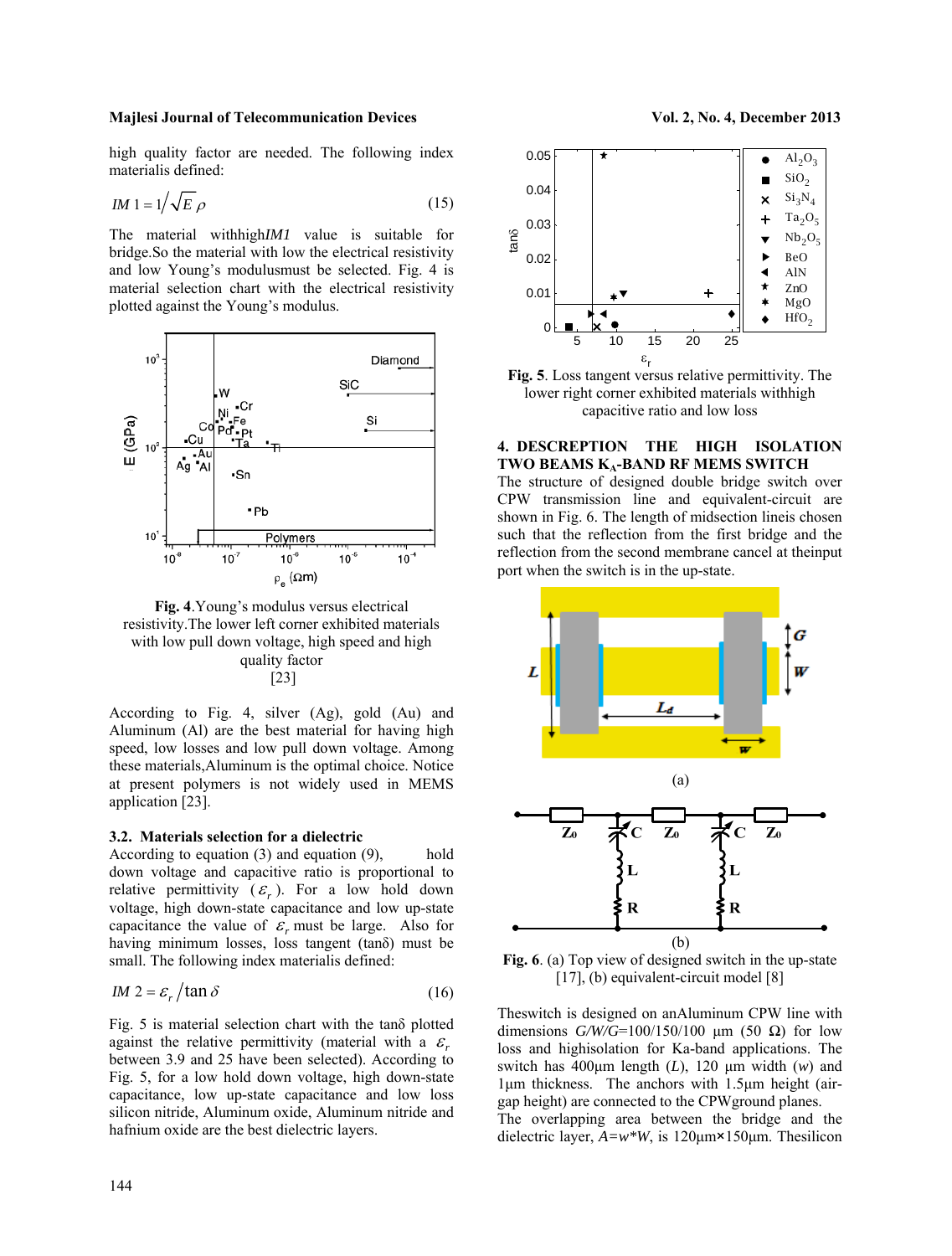high quality factor are needed. The following index materialis defined:

$$IM\,1 = 1/\sqrt{E}\,\rho \tag{15}$$

The material withhigh*IM1* value is suitable for bridge.So the material with low the electrical resistivity and low Young's modulusmust be selected. Fig. 4 is material selection chart with the electrical resistivity plotted against the Young's modulus.

**Fig. 4**.Young's modulus versus electrical resistivity.The lower left corner exhibited materials with low pull down voltage, high speed and high quality factor [23]

According to Fig. 4, silver (Ag), gold (Au) and Aluminum (Al) are the best material for having high speed, low losses and low pull down voltage. Among these materials,Aluminum is the optimal choice. Notice at present polymers is not widely used in MEMS application [23].

### 3.2. Materials selection for a dielectric

According to equation (3) and equation (9), hold down voltage and capacitive ratio is proportional to relative permittivity ($\varepsilon_r$). For a low hold down voltage, high down-state capacitance and low up-state capacitance the value of $\varepsilon_r$ must be large. Also for having minimum losses, loss tangent (tanδ) must be small. The following index materialis defined:

$$IM\,2 = \varepsilon_r / \tan\delta \tag{16}$$

Fig. 5 is material selection chart with the tanδ plotted against the relative permittivity (material with a $\varepsilon_r$ between 3.9 and 25 have been selected). According to Fig. 5, for a low hold down voltage, high down-state capacitance, low up-state capacitance and low loss silicon nitride, Aluminum oxide, Aluminum nitride and hafnium oxide are the best dielectric layers.

**Fig. 5**. Loss tangent versus relative permittivity. The lower right corner exhibited materials withhigh capacitive ratio and low loss

## 4. DESCREPTION THE HIGH ISOLATION TWO BEAMS $K_A$-BAND RF MEMS SWITCH

The structure of designed double bridge switch over CPW transmission line and equivalent-circuit are shown in Fig. 6. The length of midsection lineis chosen such that the reflection from the first bridge and the reflection from the second membrane cancel at theinput port when the switch is in the up-state.

(a)

(b)

**Fig. 6**. (a) Top view of designed switch in the up-state [17], (b) equivalent-circuit model [8]

Theswitch is designed on anAluminum CPW line with dimensions *G/W/G*=100/150/100 µm (50 Ω) for low loss and highisolation for Ka-band applications. The switch has 400µm length (*L*), 120 µm width (*w*) and 1µm thickness. The anchors with 1.5µm height (air-gap height) are connected to the CPWground planes. The overlapping area between the bridge and the dielectric layer, *A*=*w*\**W*, is 120µm×150µm. Thesilicon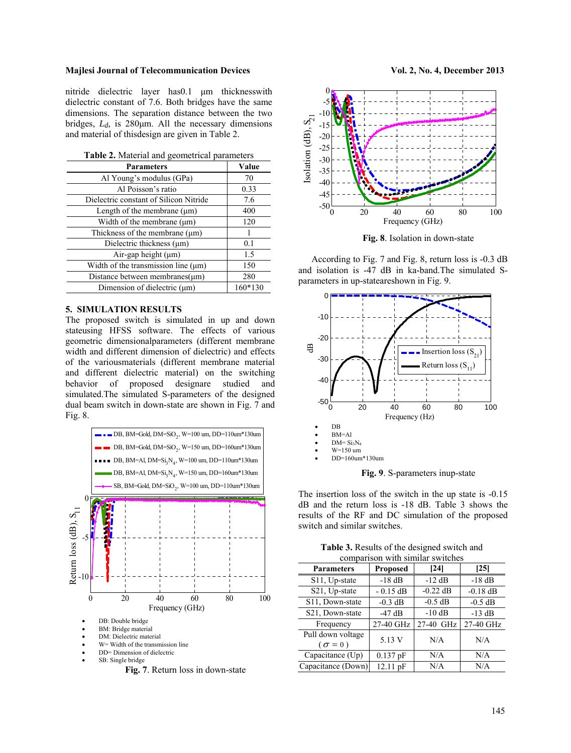nitride dielectric layer has0.1 μm thicknesswith dielectric constant of 7.6. Both bridges have the same dimensions. The separation distance between the two bridges, $L_d$, is 280μm. All the necessary dimensions and material of thisdesign are given in Table 2.

**Table 2.** Material and geometrical parameters

| Parameters | Value |
|---|---|
| Al Young's modulus (GPa) | 70 |
| Al Poisson's ratio | 0.33 |
| Dielectric constant of Silicon Nitride | 7.6 |
| Length of the membrane (μm) | 400 |
| Width of the membrane (μm) | 120 |
| Thickness of the membrane (μm) | 1 |
| Dielectric thickness (μm) | 0.1 |
| Air-gap height (μm) | 1.5 |
| Width of the transmission line (μm) | 150 |
| Distance between membranes(μm) | 280 |
| Dimension of dielectric (μm) | 160*130 |

## 5. SIMULATION RESULTS

The proposed switch is simulated in up and down stateusing HFSS software. The effects of various geometric dimensionalparameters (different membrane width and different dimension of dielectric) and effects of the variousmaterials (different membrane material and different dielectric material) on the switching behavior of proposed designare studied and simulated.The simulated S-parameters of the designed dual beam switch in down-state are shown in Fig. 7 and Fig. 8.

- DB: Double bridge
- BM: Bridge material
- DM: Dielectric material
- W= Width of the transmission line
- DD= Dimension of dielectric
- SB: Single bridge

**Fig. 7**. Return loss in down-state

**Fig. 8**. Isolation in down-state

According to Fig. 7 and Fig. 8, return loss is -0.3 dB and isolation is -47 dB in ka-band.The simulated S-parameters in up-stateareshown in Fig. 9.

- DB
- BM=Al
- DM= $Si_3N_4$
- W=150 um
- DD=160um*130um

**Fig. 9**. S-parameters inup-state

The insertion loss of the switch in the up state is -0.15 dB and the return loss is -18 dB. Table 3 shows the results of the RF and DC simulation of the proposed switch and similar switches.

**Table 3.** Results of the designed switch and comparison with similar switches

| Parameters | Proposed | [24] | [25] |
|---|---|---|---|
| S11, Up-state | -18 dB | -12 dB | -18 dB |
| S21, Up-state | - 0.15 dB | -0.22 dB | -0.18 dB |
| S11, Down-state | -0.3 dB | -0.5 dB | -0.5 dB |
| S21, Down-state | -47 dB | -10 dB | -13 dB |
| Frequency | 27-40 GHz | 27-40 GHz | 27-40 GHz |
| Pull down voltage ($\sigma = 0$) | 5.13 V | N/A | N/A |
| Capacitance (Up) | 0.137 pF | N/A | N/A |
| Capacitance (Down) | 12.11 pF | N/A | N/A |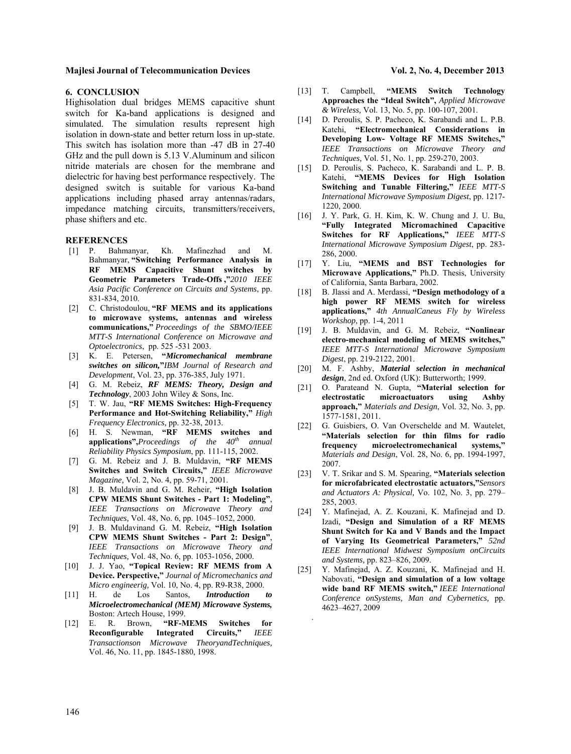## 6. CONCLUSION

Highisolation dual bridges MEMS capacitive shunt switch for Ka-band applications is designed and simulated. The simulation results represent high isolation in down-state and better return loss in up-state. This switch has isolation more than -47 dB in 27-40 GHz and the pull down is 5.13 V.Aluminum and silicon nitride materials are chosen for the membrane and dielectric for having best performance respectively. The designed switch is suitable for various Ka-band applications including phased array antennas/radars, impedance matching circuits, transmitters/receivers, phase shifters and etc.

## REFERENCES

[1] P. Bahmanyar, Kh. Mafinezhad and M. Bahmanyar, **"Switching Performance Analysis in RF MEMS Capacitive Shunt switches by Geometric Parameters Trade-Offs ,"***2010 IEEE Asia Pacific Conference on Circuits and Systems*, pp. 831-834, 2010.

[2] C. Christodoulou, **"RF MEMS and its applications to microwave systems, antennas and wireless communications,"** *Proceedings of the SBMO/IEEE MTT-S International Conference on Microwave and Optoelectronics*, pp. 525 -531 2003.

[3] K. E. Petersen, **"*Micromechanical membrane switches on silicon,*"***IBM Journal of Research and Development*, Vol. 23, pp. 376-385, July 1971.

[4] G. M. Rebeiz, ***RF MEMS: Theory, Design and Technology***, 2003 John Wiley & Sons, Inc.

[5] T. W. Jau, **"RF MEMS Switches: High-Frequency Performance and Hot-Switching Reliability,"** *High Frequency Electronics,* pp. 32-38, 2013.

[6] H. S. Newman, **"RF MEMS switches and applications",***Proceedings of the 40th annual Reliability Physics Symposium*, pp. 111-115, 2002.

[7] G. M. Rebeiz and J. B. Muldavin, **"RF MEMS Switches and Switch Circuits,"** *IEEE Microwave Magazine,* Vol. 2, No. 4, pp. 59-71, 2001.

[8] J. B. Muldavin and G. M. Reheir, **"High Isolation CPW MEMS Shunt Switches - Part 1: Modeling"**, *IEEE Transactions on Microwave Theory and Techniques,* Vol. 48, No. 6, pp. 1045–1052, 2000.

[9] J. B. Muldavinand G. M. Rebeiz, **"High Isolation CPW MEMS Shunt Switches - Part 2: Design"**, *IEEE Transactions on Microwave Theory and Techniques,* Vol. 48, No. 6, pp. 1053-1056, 2000.

[10] J. J. Yao, **"Topical Review: RF MEMS from A Device. Perspective,"** *Journal of Micromechanics and Micro engineerig,* Vol. 10, No. 4, pp. R9-R38, 2000.

[11] H. de Los Santos, ***Introduction to Microelectromechanical (MEM) Microwave Systems,*** Boston: Artech House, 1999.

[12] E. R. Brown, **"RF-MEMS Switches for Reconfigurable Integrated Circuits,"** *IEEE Transactionson Microwave TheoryandTechniques,* Vol. 46, No. 11, pp. 1845-1880, 1998.

[13] T. Campbell, **"MEMS Switch Technology Approaches the "Ideal Switch",** *Applied Microwave & Wireless,* Vol. 13, No. 5, pp. 100-107, 2001.

[14] D. Peroulis, S. P. Pacheco, K. Sarabandi and L. P.B. Katehi, **"Electromechanical Considerations in Developing Low- Voltage RF MEMS Switches,"** *IEEE Transactions on Microwave Theory and Techniques,* Vol. 51, No. 1, pp. 259-270, 2003.

[15] D. Peroulis, S. Pacheco, K. Sarabandi and L. P. B. Katehi, **"MEMS Devices for High Isolation Switching and Tunable Filtering,"** *IEEE MTT-S International Microwave Symposium Digest*, pp. 1217-1220, 2000.

[16] J. Y. Park, G. H. Kim, K. W. Chung and J. U. Bu, **"Fully Integrated Micromachined Capacitive Switches for RF Applications,"** *IEEE MTT-S International Microwave Symposium Digest*, pp. 283-286, 2000.

[17] Y. Liu, **"MEMS and BST Technologies for Microwave Applications,"** Ph.D. Thesis, University of California, Santa Barbara, 2002.

[18] B. Jlassi and A. Merdassi, **"Design methodology of a high power RF MEMS switch for wireless applications,"** *4th AnnualCaneus Fly by Wireless Workshop*, pp. 1-4, 2011

[19] J. B. Muldavin, and G. M. Rebeiz, **"Nonlinear electro-mechanical modeling of MEMS switches,"** *IEEE MTT-S International Microwave Symposium Digest*, pp. 219-2122, 2001.

[20] M. F. Ashby, ***Material selection in mechanical design***, 2nd ed. Oxford (UK): Butterworth; 1999.

[21] O. Parateand N. Gupta, **"Material selection for electrostatic microactuators using Ashby approach,"** *Materials and Design*, Vol. 32, No. 3, pp. 1577-1581, 2011.

[22] G. Guisbiers, O. Van Overschelde and M. Wautelet, **"Materials selection for thin films for radio frequency microelectromechanical systems,"** *Materials and Design*, Vol. 28, No. 6, pp. 1994-1997, 2007.

[23] V. T. Srikar and S. M. Spearing, **"Materials selection for microfabricated electrostatic actuators,"***Sensors and Actuators A: Physical,* Vo. 102, No. 3, pp. 279–285, 2003.

[24] Y. Mafinejad, A. Z. Kouzani, K. Mafinejad and D. Izadi, **"Design and Simulation of a RF MEMS Shunt Switch for Ka and V Bands and the Impact of Varying Its Geometrical Parameters,"** *52nd IEEE International Midwest Symposium onCircuits and Systems,* pp. 823–826, 2009.

[25] Y. Mafinejad, A. Z. Kouzani, K. Mafinejad and H. Nabovati, **"Design and simulation of a low voltage wide band RF MEMS switch,"** *IEEE International Conference onSystems, Man and Cybernetics,* pp. 4623–4627, 2009